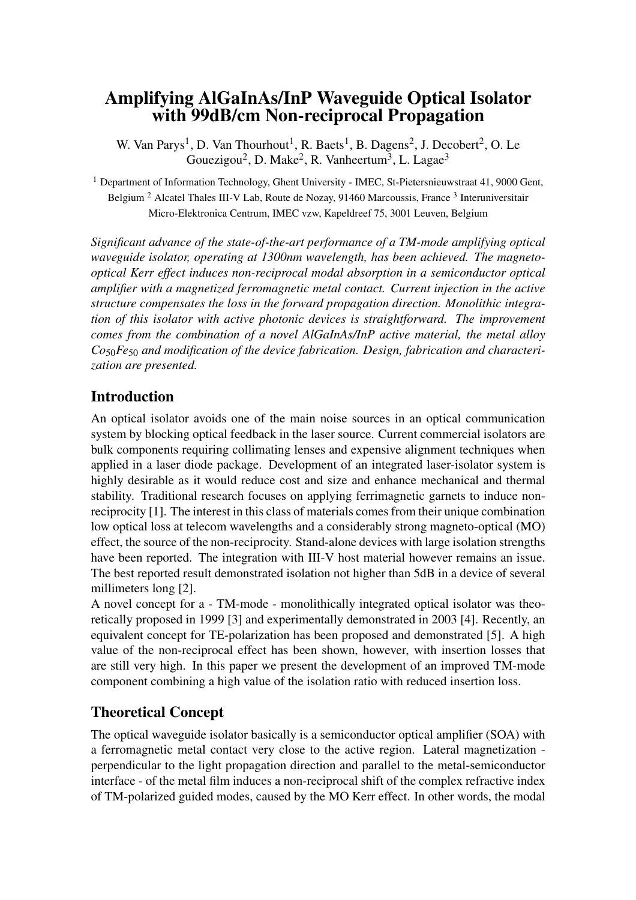# Amplifying AlGaInAs/InP Waveguide Optical Isolator with 99dB/cm Non-reciprocal Propagation

W. Van Parys[1], D. Van Thourhout[1], R. Baets[1], B. Dagens[2], J. Decobert[2], O. Le Gouezigou[2], D. Make[2], R. Vanheertum[3], L. Lagae[3]

[1] Department of Information Technology, Ghent University - IMEC, St-Pietersnieuwstraat 41, 9000 Gent, Belgium [2] Alcatel Thales III-V Lab, Route de Nozay, 91460 Marcoussis, France [3] Interuniversitair Micro-Elektronica Centrum, IMEC vzw, Kapeldreef 75, 3001 Leuven, Belgium

*Significant advance of the state-of-the-art performance of a TM-mode amplifying optical waveguide isolator, operating at 1300nm wavelength, has been achieved. The magneto-optical Kerr effect induces non-reciprocal modal absorption in a semiconductor optical amplifier with a magnetized ferromagnetic metal contact. Current injection in the active structure compensates the loss in the forward propagation direction. Monolithic integration of this isolator with active photonic devices is straightforward. The improvement comes from the combination of a novel AlGaInAs/InP active material, the metal alloy $Co_{50}Fe_{50}$ and modification of the device fabrication. Design, fabrication and characterization are presented.*

## Introduction

An optical isolator avoids one of the main noise sources in an optical communication system by blocking optical feedback in the laser source. Current commercial isolators are bulk components requiring collimating lenses and expensive alignment techniques when applied in a laser diode package. Development of an integrated laser-isolator system is highly desirable as it would reduce cost and size and enhance mechanical and thermal stability. Traditional research focuses on applying ferrimagnetic garnets to induce non-reciprocity [1]. The interest in this class of materials comes from their unique combination low optical loss at telecom wavelengths and a considerably strong magneto-optical (MO) effect, the source of the non-reciprocity. Stand-alone devices with large isolation strengths have been reported. The integration with III-V host material however remains an issue. The best reported result demonstrated isolation not higher than 5dB in a device of several millimeters long [2].

A novel concept for a - TM-mode - monolithically integrated optical isolator was theoretically proposed in 1999 [3] and experimentally demonstrated in 2003 [4]. Recently, an equivalent concept for TE-polarization has been proposed and demonstrated [5]. A high value of the non-reciprocal effect has been shown, however, with insertion losses that are still very high. In this paper we present the development of an improved TM-mode component combining a high value of the isolation ratio with reduced insertion loss.

## Theoretical Concept

The optical waveguide isolator basically is a semiconductor optical amplifier (SOA) with a ferromagnetic metal contact very close to the active region. Lateral magnetization - perpendicular to the light propagation direction and parallel to the metal-semiconductor interface - of the metal film induces a non-reciprocal shift of the complex refractive index of TM-polarized guided modes, caused by the MO Kerr effect. In other words, the modal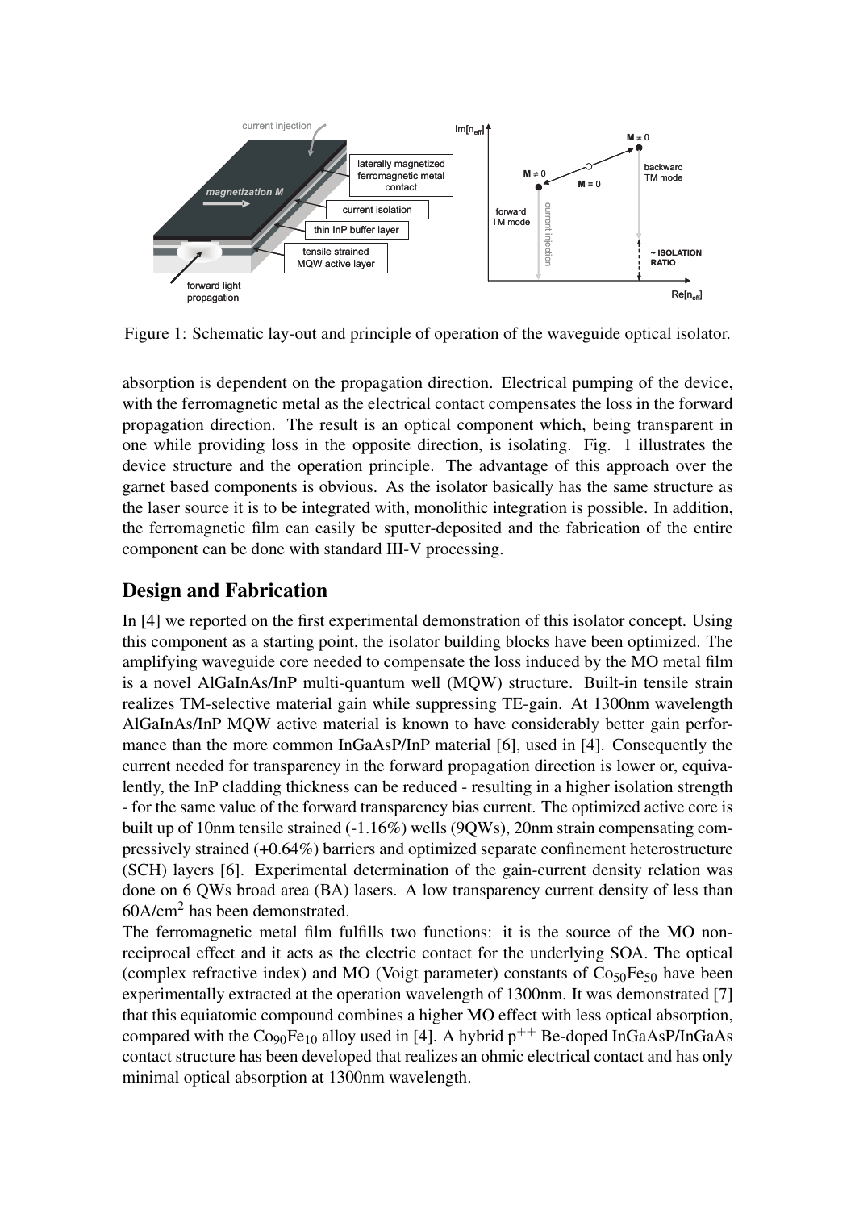Figure 1: Schematic lay-out and principle of operation of the waveguide optical isolator.

absorption is dependent on the propagation direction. Electrical pumping of the device, with the ferromagnetic metal as the electrical contact compensates the loss in the forward propagation direction. The result is an optical component which, being transparent in one while providing loss in the opposite direction, is isolating. Fig. 1 illustrates the device structure and the operation principle. The advantage of this approach over the garnet based components is obvious. As the isolator basically has the same structure as the laser source it is to be integrated with, monolithic integration is possible. In addition, the ferromagnetic film can easily be sputter-deposited and the fabrication of the entire component can be done with standard III-V processing.

## Design and Fabrication

In [4] we reported on the first experimental demonstration of this isolator concept. Using this component as a starting point, the isolator building blocks have been optimized. The amplifying waveguide core needed to compensate the loss induced by the MO metal film is a novel AlGaInAs/InP multi-quantum well (MQW) structure. Built-in tensile strain realizes TM-selective material gain while suppressing TE-gain. At 1300nm wavelength AlGaInAs/InP MQW active material is known to have considerably better gain performance than the more common InGaAsP/InP material [6], used in [4]. Consequently the current needed for transparency in the forward propagation direction is lower or, equivalently, the InP cladding thickness can be reduced - resulting in a higher isolation strength - for the same value of the forward transparency bias current. The optimized active core is built up of 10nm tensile strained (-1.16%) wells (9QWs), 20nm strain compensating compressively strained (+0.64%) barriers and optimized separate confinement heterostructure (SCH) layers [6]. Experimental determination of the gain-current density relation was done on 6 QWs broad area (BA) lasers. A low transparency current density of less than $60\text{A/cm}^2$ has been demonstrated.

The ferromagnetic metal film fulfills two functions: it is the source of the MO non-reciprocal effect and it acts as the electric contact for the underlying SOA. The optical (complex refractive index) and MO (Voigt parameter) constants of $Co_{50}Fe_{50}$ have been experimentally extracted at the operation wavelength of 1300nm. It was demonstrated [7] that this equiatomic compound combines a higher MO effect with less optical absorption, compared with the $Co_{90}Fe_{10}$ alloy used in [4]. A hybrid $p^{++}$ Be-doped InGaAsP/InGaAs contact structure has been developed that realizes an ohmic electrical contact and has only minimal optical absorption at 1300nm wavelength.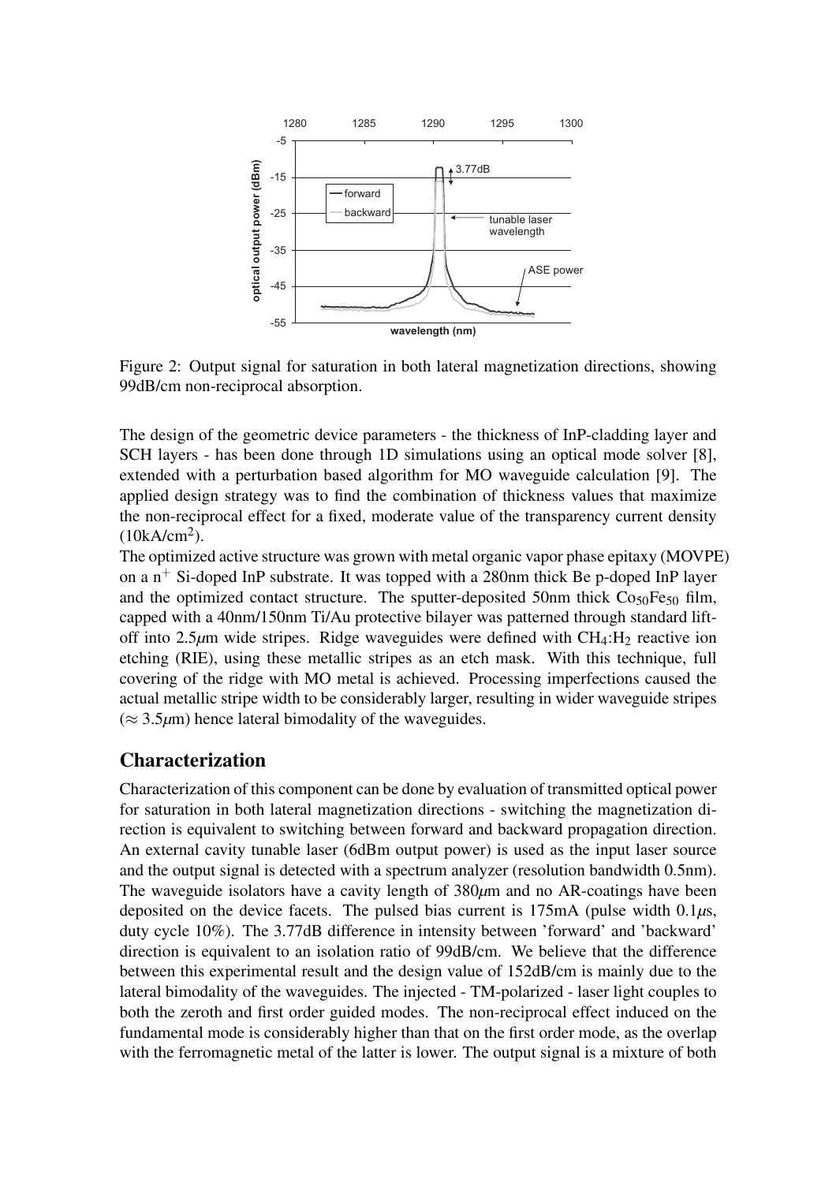Figure 2: Output signal for saturation in both lateral magnetization directions, showing 99dB/cm non-reciprocal absorption.

The design of the geometric device parameters - the thickness of InP-cladding layer and SCH layers - has been done through 1D simulations using an optical mode solver [8], extended with a perturbation based algorithm for MO waveguide calculation [9]. The applied design strategy was to find the combination of thickness values that maximize the non-reciprocal effect for a fixed, moderate value of the transparency current density (10kA/cm$^2$).

The optimized active structure was grown with metal organic vapor phase epitaxy (MOVPE) on a n$^+$ Si-doped InP substrate. It was topped with a 280nm thick Be p-doped InP layer and the optimized contact structure. The sputter-deposited 50nm thick $Co_{50}Fe_{50}$ film, capped with a 40nm/150nm Ti/Au protective bilayer was patterned through standard lift-off into 2.5$\mu$m wide stripes. Ridge waveguides were defined with $CH_4$:$H_2$ reactive ion etching (RIE), using these metallic stripes as an etch mask. With this technique, full covering of the ridge with MO metal is achieved. Processing imperfections caused the actual metallic stripe width to be considerably larger, resulting in wider waveguide stripes ($\approx$ 3.5$\mu$m) hence lateral bimodality of the waveguides.

## Characterization

Characterization of this component can be done by evaluation of transmitted optical power for saturation in both lateral magnetization directions - switching the magnetization direction is equivalent to switching between forward and backward propagation direction. An external cavity tunable laser (6dBm output power) is used as the input laser source and the output signal is detected with a spectrum analyzer (resolution bandwidth 0.5nm). The waveguide isolators have a cavity length of 380$\mu$m and no AR-coatings have been deposited on the device facets. The pulsed bias current is 175mA (pulse width 0.1$\mu$s, duty cycle 10%). The 3.77dB difference in intensity between 'forward' and 'backward' direction is equivalent to an isolation ratio of 99dB/cm. We believe that the difference between this experimental result and the design value of 152dB/cm is mainly due to the lateral bimodality of the waveguides. The injected - TM-polarized - laser light couples to both the zeroth and first order guided modes. The non-reciprocal effect induced on the fundamental mode is considerably higher than that on the first order mode, as the overlap with the ferromagnetic metal of the latter is lower. The output signal is a mixture of both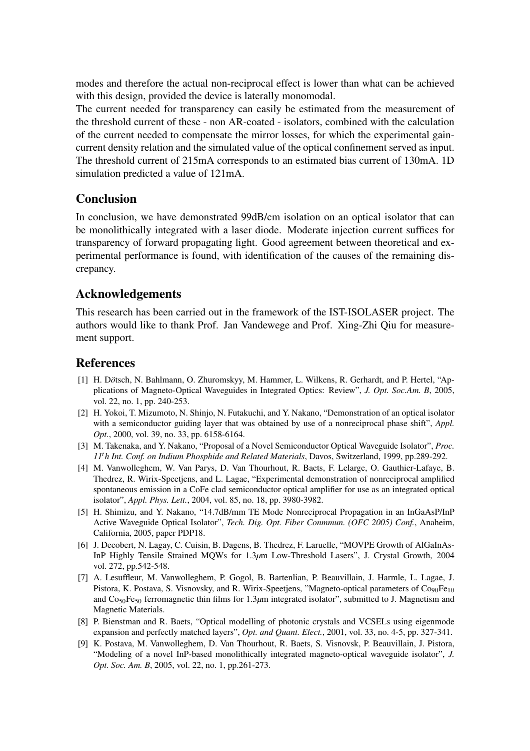modes and therefore the actual non-reciprocal effect is lower than what can be achieved with this design, provided the device is laterally monomodal.
The current needed for transparency can easily be estimated from the measurement of the threshold current of these - non AR-coated - isolators, combined with the calculation of the current needed to compensate the mirror losses, for which the experimental gain-current density relation and the simulated value of the optical confinement served as input. The threshold current of 215mA corresponds to an estimated bias current of 130mA. 1D simulation predicted a value of 121mA.

## Conclusion

In conclusion, we have demonstrated 99dB/cm isolation on an optical isolator that can be monolithically integrated with a laser diode. Moderate injection current suffices for transparency of forward propagating light. Good agreement between theoretical and experimental performance is found, with identification of the causes of the remaining discrepancy.

## Acknowledgements

This research has been carried out in the framework of the IST-ISOLASER project. The authors would like to thank Prof. Jan Vandewege and Prof. Xing-Zhi Qiu for measurement support.

## References

[1] H. Dötsch, N. Bahlmann, O. Zhuromskyy, M. Hammer, L. Wilkens, R. Gerhardt, and P. Hertel, "Applications of Magneto-Optical Waveguides in Integrated Optics: Review", *J. Opt. Soc.Am. B*, 2005, vol. 22, no. 1, pp. 240-253.

[2] H. Yokoi, T. Mizumoto, N. Shinjo, N. Futakuchi, and Y. Nakano, "Demonstration of an optical isolator with a semiconductor guiding layer that was obtained by use of a nonreciprocal phase shift", *Appl. Opt.*, 2000, vol. 39, no. 33, pp. 6158-6164.

[3] M. Takenaka, and Y. Nakano, "Proposal of a Novel Semiconductor Optical Waveguide Isolator", *Proc. 11th Int. Conf. on Indium Phosphide and Related Materials*, Davos, Switzerland, 1999, pp.289-292.

[4] M. Vanwolleghem, W. Van Parys, D. Van Thourhout, R. Baets, F. Lelarge, O. Gauthier-Lafaye, B. Thedrez, R. Wirix-Speetjens, and L. Lagae, "Experimental demonstration of nonreciprocal amplified spontaneous emission in a CoFe clad semiconductor optical amplifier for use as an integrated optical isolator", *Appl. Phys. Lett.*, 2004, vol. 85, no. 18, pp. 3980-3982.

[5] H. Shimizu, and Y. Nakano, "14.7dB/mm TE Mode Nonreciprocal Propagation in an InGaAsP/InP Active Waveguide Optical Isolator", *Tech. Dig. Opt. Fiber Conmmun. (OFC 2005) Conf.*, Anaheim, California, 2005, paper PDP18.

[6] J. Decobert, N. Lagay, C. Cuisin, B. Dagens, B. Thedrez, F. Laruelle, "MOVPE Growth of AlGaInAs-InP Highly Tensile Strained MQWs for 1.3$\mu$m Low-Threshold Lasers", J. Crystal Growth, 2004 vol. 272, pp.542-548.

[7] A. Lesuffleur, M. Vanwolleghem, P. Gogol, B. Bartenlian, P. Beauvillain, J. Harmle, L. Lagae, J. Pistora, K. Postava, S. Visnovsky, and R. Wirix-Speetjens, "Magneto-optical parameters of $Co_{90}Fe_{10}$ and $Co_{50}Fe_{50}$ ferromagnetic thin films for 1.3$\mu$m integrated isolator", submitted to J. Magnetism and Magnetic Materials.

[8] P. Bienstman and R. Baets, "Optical modelling of photonic crystals and VCSELs using eigenmode expansion and perfectly matched layers", *Opt. and Quant. Elect.*, 2001, vol. 33, no. 4-5, pp. 327-341.

[9] K. Postava, M. Vanwolleghem, D. Van Thourhout, R. Baets, S. Visnovsk, P. Beauvillain, J. Pistora, "Modeling of a novel InP-based monolithically integrated magneto-optical waveguide isolator", *J. Opt. Soc. Am. B*, 2005, vol. 22, no. 1, pp.261-273.